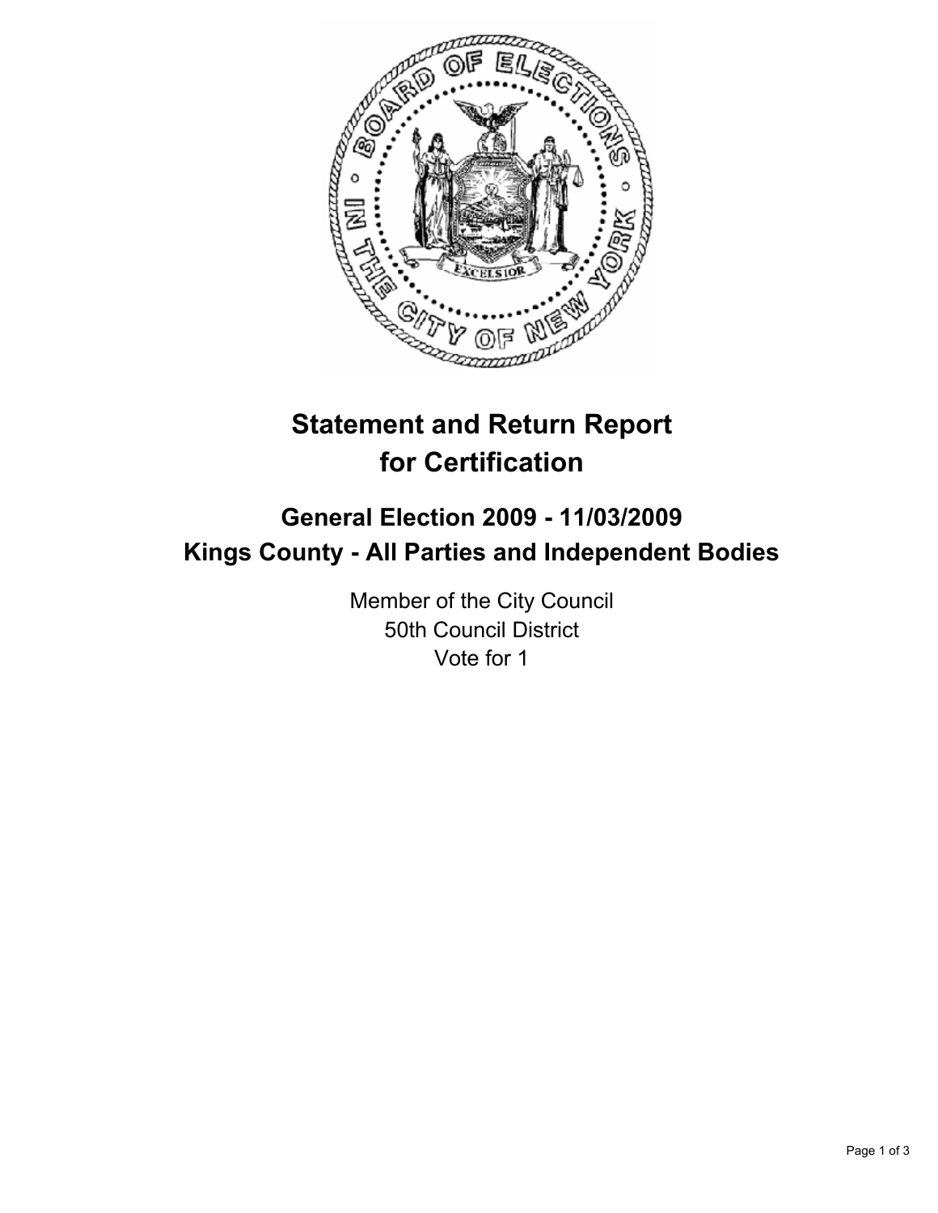# Statement and Return Report for Certification

## General Election 2009 - 11/03/2009
## Kings County - All Parties and Independent Bodies

Member of the City Council
50th Council District
Vote for 1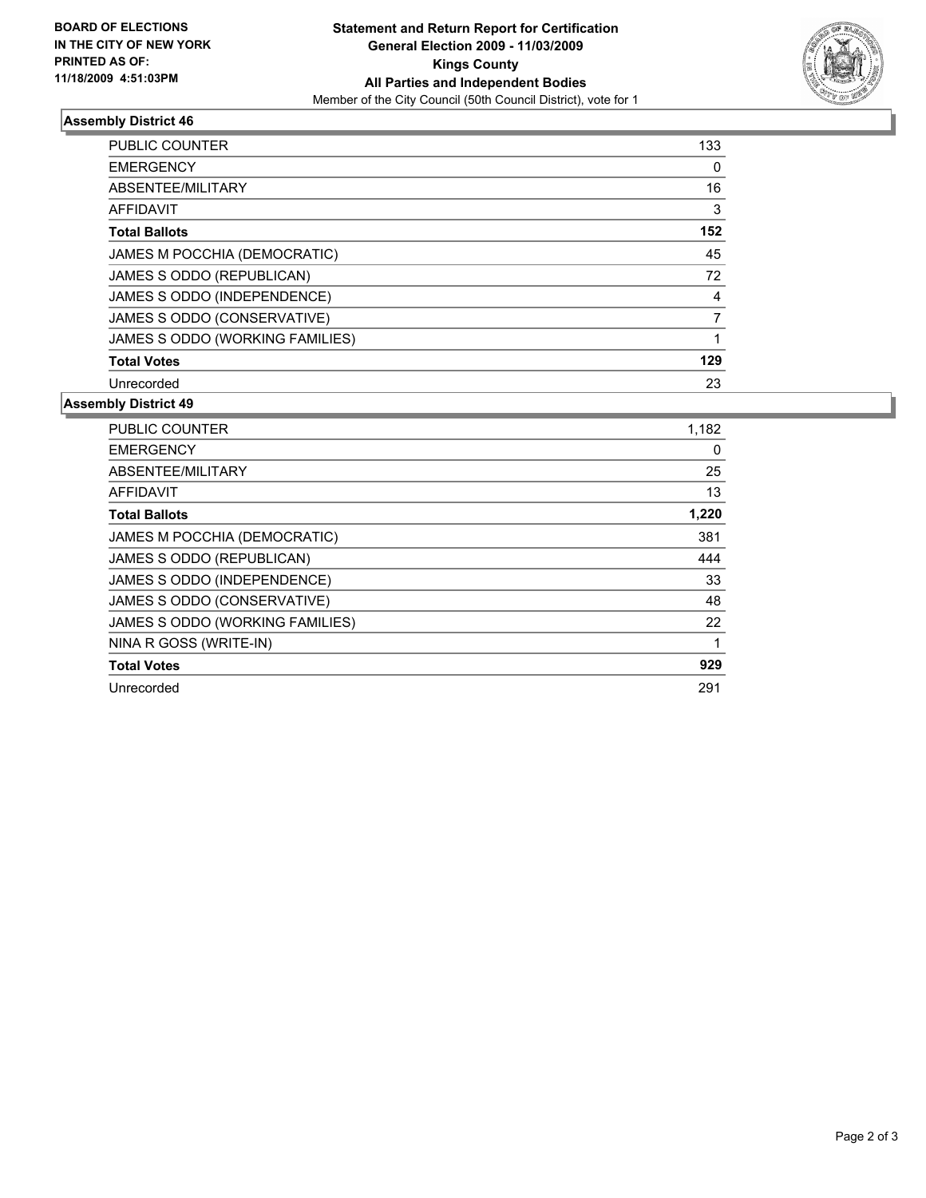**BOARD OF ELECTIONS IN THE CITY OF NEW YORK PRINTED AS OF: 11/18/2009 4:51:03PM**

**Statement and Return Report for Certification**
**General Election 2009 - 11/03/2009**
**Kings County**
**All Parties and Independent Bodies**
Member of the City Council (50th Council District), vote for 1

## Assembly District 46

| | |
|---|---|
| PUBLIC COUNTER | 133 |
| EMERGENCY | 0 |
| ABSENTEE/MILITARY | 16 |
| AFFIDAVIT | 3 |
| **Total Ballots** | **152** |
| JAMES M POCCHIA (DEMOCRATIC) | 45 |
| JAMES S ODDO (REPUBLICAN) | 72 |
| JAMES S ODDO (INDEPENDENCE) | 4 |
| JAMES S ODDO (CONSERVATIVE) | 7 |
| JAMES S ODDO (WORKING FAMILIES) | 1 |
| **Total Votes** | **129** |
| Unrecorded | 23 |

## Assembly District 49

| | |
|---|---|
| PUBLIC COUNTER | 1,182 |
| EMERGENCY | 0 |
| ABSENTEE/MILITARY | 25 |
| AFFIDAVIT | 13 |
| **Total Ballots** | **1,220** |
| JAMES M POCCHIA (DEMOCRATIC) | 381 |
| JAMES S ODDO (REPUBLICAN) | 444 |
| JAMES S ODDO (INDEPENDENCE) | 33 |
| JAMES S ODDO (CONSERVATIVE) | 48 |
| JAMES S ODDO (WORKING FAMILIES) | 22 |
| NINA R GOSS (WRITE-IN) | 1 |
| **Total Votes** | **929** |
| Unrecorded | 291 |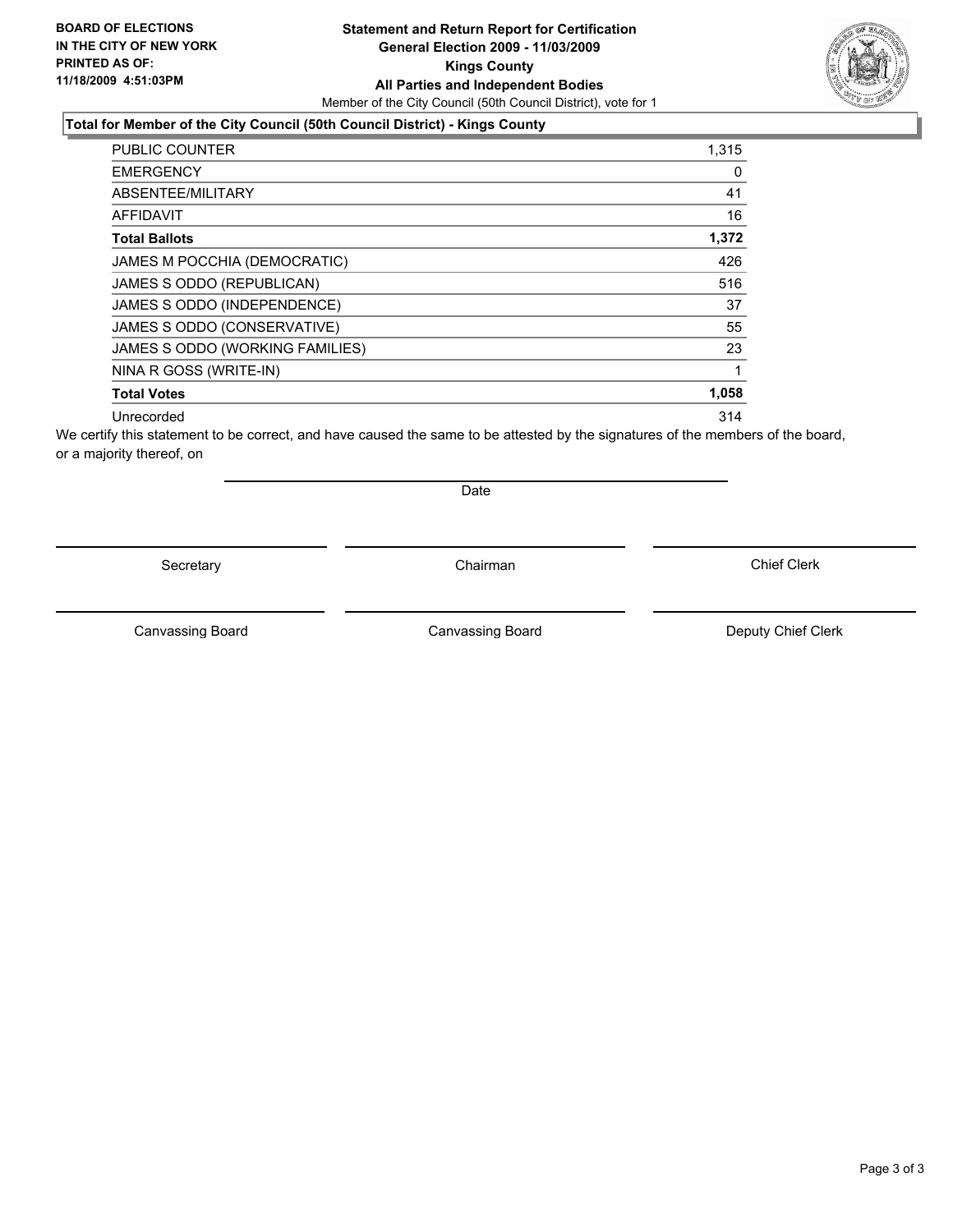**BOARD OF ELECTIONS IN THE CITY OF NEW YORK PRINTED AS OF: 11/18/2009 4:51:03PM**

**Statement and Return Report for Certification**
**General Election 2009 - 11/03/2009**
**Kings County**
**All Parties and Independent Bodies**
Member of the City Council (50th Council District), vote for 1

**Total for Member of the City Council (50th Council District) - Kings County**

| | |
|---|---|
| PUBLIC COUNTER | 1,315 |
| EMERGENCY | 0 |
| ABSENTEE/MILITARY | 41 |
| AFFIDAVIT | 16 |
| **Total Ballots** | **1,372** |
| JAMES M POCCHIA (DEMOCRATIC) | 426 |
| JAMES S ODDO (REPUBLICAN) | 516 |
| JAMES S ODDO (INDEPENDENCE) | 37 |
| JAMES S ODDO (CONSERVATIVE) | 55 |
| JAMES S ODDO (WORKING FAMILIES) | 23 |
| NINA R GOSS (WRITE-IN) | 1 |
| **Total Votes** | **1,058** |
| Unrecorded | 314 |

We certify this statement to be correct, and have caused the same to be attested by the signatures of the members of the board, or a majority thereof, on

Date

Secretary | Chairman | Chief Clerk

Canvassing Board | Canvassing Board | Deputy Chief Clerk